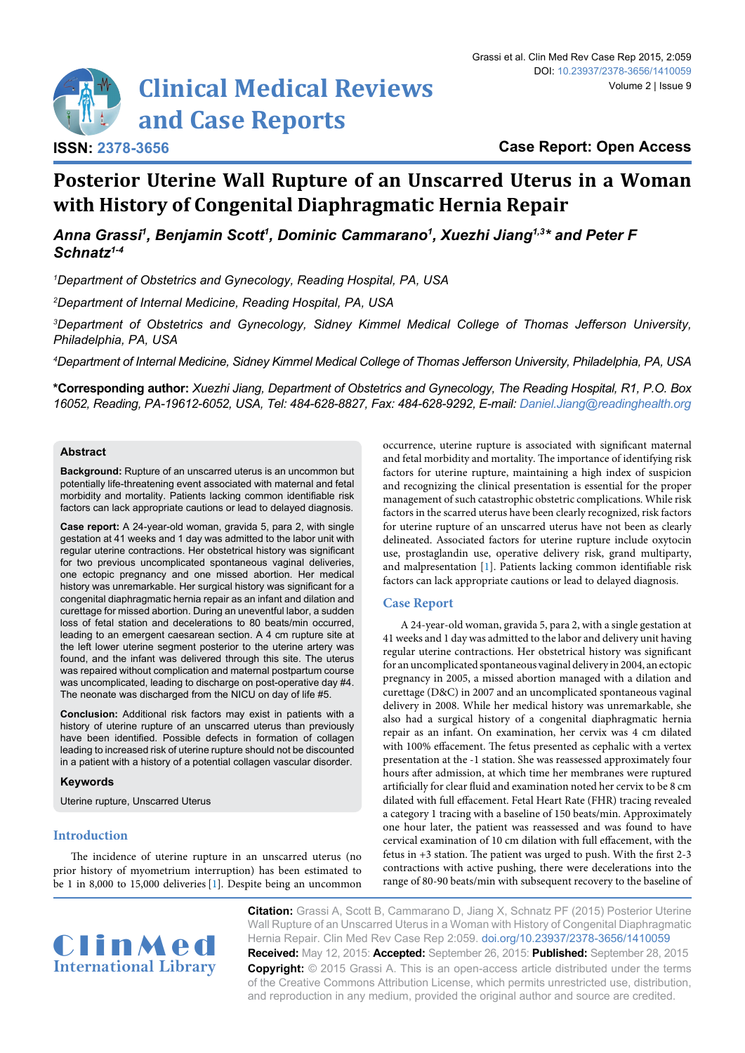**Case Report: Open Access**

# Posterior Uterine Wall Rupture of an Unscarred Uterus in a Woman with History of Congenital Diaphragmatic Hernia Repair

***Anna Grassi[1], Benjamin Scott[1], Dominic Cammarano[1], Xuezhi Jiang[1,3]\* and Peter F Schnatz[1-4]***

*[1]Department of Obstetrics and Gynecology, Reading Hospital, PA, USA*

*[2]Department of Internal Medicine, Reading Hospital, PA, USA*

*[3]Department of Obstetrics and Gynecology, Sidney Kimmel Medical College of Thomas Jefferson University, Philadelphia, PA, USA*

*[4]Department of Internal Medicine, Sidney Kimmel Medical College of Thomas Jefferson University, Philadelphia, PA, USA*

**\*Corresponding author:** *Xuezhi Jiang, Department of Obstetrics and Gynecology, The Reading Hospital, R1, P.O. Box 16052, Reading, PA-19612-6052, USA, Tel: 484-628-8827, Fax: 484-628-9292, E-mail: Daniel.Jiang@readinghealth.org*

## Abstract

**Background:** Rupture of an unscarred uterus is an uncommon but potentially life-threatening event associated with maternal and fetal morbidity and mortality. Patients lacking common identifiable risk factors can lack appropriate cautions or lead to delayed diagnosis.

**Case report:** A 24-year-old woman, gravida 5, para 2, with single gestation at 41 weeks and 1 day was admitted to the labor unit with regular uterine contractions. Her obstetrical history was significant for two previous uncomplicated spontaneous vaginal deliveries, one ectopic pregnancy and one missed abortion. Her medical history was unremarkable. Her surgical history was significant for a congenital diaphragmatic hernia repair as an infant and dilation and curettage for missed abortion. During an uneventful labor, a sudden loss of fetal station and decelerations to 80 beats/min occurred, leading to an emergent caesarean section. A 4 cm rupture site at the left lower uterine segment posterior to the uterine artery was found, and the infant was delivered through this site. The uterus was repaired without complication and maternal postpartum course was uncomplicated, leading to discharge on post-operative day #4. The neonate was discharged from the NICU on day of life #5.

**Conclusion:** Additional risk factors may exist in patients with a history of uterine rupture of an unscarred uterus than previously have been identified. Possible defects in formation of collagen leading to increased risk of uterine rupture should not be discounted in a patient with a history of a potential collagen vascular disorder.

### Keywords

Uterine rupture, Unscarred Uterus

## Introduction

The incidence of uterine rupture in an unscarred uterus (no prior history of myometrium interruption) has been estimated to be 1 in 8,000 to 15,000 deliveries [1]. Despite being an uncommon occurrence, uterine rupture is associated with significant maternal and fetal morbidity and mortality. The importance of identifying risk factors for uterine rupture, maintaining a high index of suspicion and recognizing the clinical presentation is essential for the proper management of such catastrophic obstetric complications. While risk factors in the scarred uterus have been clearly recognized, risk factors for uterine rupture of an unscarred uterus have not been as clearly delineated. Associated factors for uterine rupture include oxytocin use, prostaglandin use, operative delivery risk, grand multiparity, and malpresentation [1]. Patients lacking common identifiable risk factors can lack appropriate cautions or lead to delayed diagnosis.

## Case Report

A 24-year-old woman, gravida 5, para 2, with a single gestation at 41 weeks and 1 day was admitted to the labor and delivery unit having regular uterine contractions. Her obstetrical history was significant for an uncomplicated spontaneous vaginal delivery in 2004, an ectopic pregnancy in 2005, a missed abortion managed with a dilation and curettage (D&C) in 2007 and an uncomplicated spontaneous vaginal delivery in 2008. While her medical history was unremarkable, she also had a surgical history of a congenital diaphragmatic hernia repair as an infant. On examination, her cervix was 4 cm dilated with 100% effacement. The fetus presented as cephalic with a vertex presentation at the -1 station. She was reassessed approximately four hours after admission, at which time her membranes were ruptured artificially for clear fluid and examination noted her cervix to be 8 cm dilated with full effacement. Fetal Heart Rate (FHR) tracing revealed a category 1 tracing with a baseline of 150 beats/min. Approximately one hour later, the patient was reassessed and was found to have cervical examination of 10 cm dilation with full effacement, with the fetus in +3 station. The patient was urged to push. With the first 2-3 contractions with active pushing, there were decelerations into the range of 80-90 beats/min with subsequent recovery to the baseline of

**Citation:** Grassi A, Scott B, Cammarano D, Jiang X, Schnatz PF (2015) Posterior Uterine Wall Rupture of an Unscarred Uterus in a Woman with History of Congenital Diaphragmatic Hernia Repair. Clin Med Rev Case Rep 2:059. doi.org/10.23937/2378-3656/1410059

**Received:** May 12, 2015: **Accepted:** September 26, 2015: **Published:** September 28, 2015

**Copyright:** © 2015 Grassi A. This is an open-access article distributed under the terms of the Creative Commons Attribution License, which permits unrestricted use, distribution, and reproduction in any medium, provided the original author and source are credited.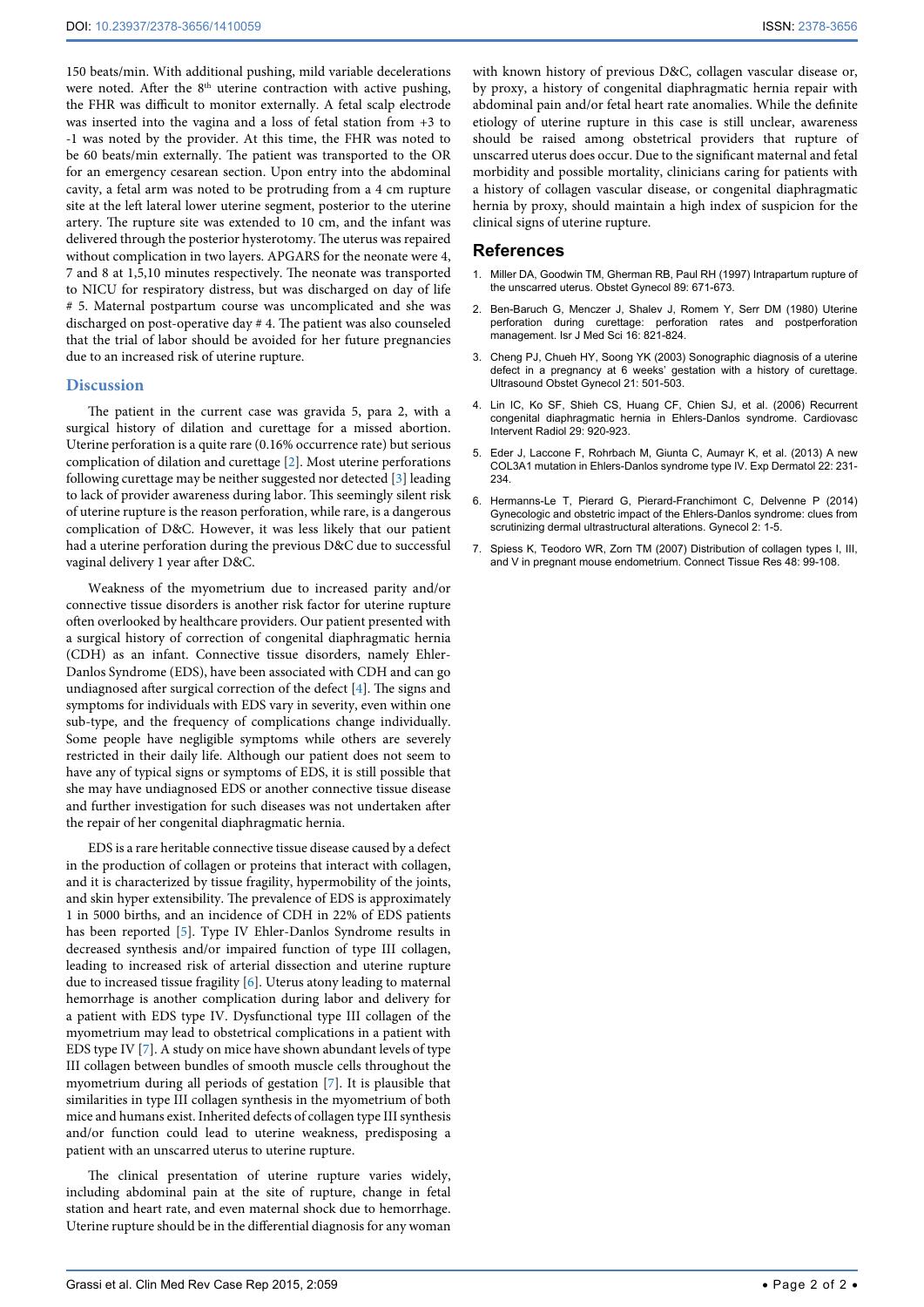150 beats/min. With additional pushing, mild variable decelerations were noted. After the 8th uterine contraction with active pushing, the FHR was difficult to monitor externally. A fetal scalp electrode was inserted into the vagina and a loss of fetal station from +3 to -1 was noted by the provider. At this time, the FHR was noted to be 60 beats/min externally. The patient was transported to the OR for an emergency cesarean section. Upon entry into the abdominal cavity, a fetal arm was noted to be protruding from a 4 cm rupture site at the left lateral lower uterine segment, posterior to the uterine artery. The rupture site was extended to 10 cm, and the infant was delivered through the posterior hysterotomy. The uterus was repaired without complication in two layers. APGARS for the neonate were 4, 7 and 8 at 1,5,10 minutes respectively. The neonate was transported to NICU for respiratory distress, but was discharged on day of life # 5. Maternal postpartum course was uncomplicated and she was discharged on post-operative day # 4. The patient was also counseled that the trial of labor should be avoided for her future pregnancies due to an increased risk of uterine rupture.

## Discussion

The patient in the current case was gravida 5, para 2, with a surgical history of dilation and curettage for a missed abortion. Uterine perforation is a quite rare (0.16% occurrence rate) but serious complication of dilation and curettage [2]. Most uterine perforations following curettage may be neither suggested nor detected [3] leading to lack of provider awareness during labor. This seemingly silent risk of uterine rupture is the reason perforation, while rare, is a dangerous complication of D&C. However, it was less likely that our patient had a uterine perforation during the previous D&C due to successful vaginal delivery 1 year after D&C.

Weakness of the myometrium due to increased parity and/or connective tissue disorders is another risk factor for uterine rupture often overlooked by healthcare providers. Our patient presented with a surgical history of correction of congenital diaphragmatic hernia (CDH) as an infant. Connective tissue disorders, namely Ehler-Danlos Syndrome (EDS), have been associated with CDH and can go undiagnosed after surgical correction of the defect [4]. The signs and symptoms for individuals with EDS vary in severity, even within one sub-type, and the frequency of complications change individually. Some people have negligible symptoms while others are severely restricted in their daily life. Although our patient does not seem to have any of typical signs or symptoms of EDS, it is still possible that she may have undiagnosed EDS or another connective tissue disease and further investigation for such diseases was not undertaken after the repair of her congenital diaphragmatic hernia.

EDS is a rare heritable connective tissue disease caused by a defect in the production of collagen or proteins that interact with collagen, and it is characterized by tissue fragility, hypermobility of the joints, and skin hyper extensibility. The prevalence of EDS is approximately 1 in 5000 births, and an incidence of CDH in 22% of EDS patients has been reported [5]. Type IV Ehler-Danlos Syndrome results in decreased synthesis and/or impaired function of type III collagen, leading to increased risk of arterial dissection and uterine rupture due to increased tissue fragility [6]. Uterus atony leading to maternal hemorrhage is another complication during labor and delivery for a patient with EDS type IV. Dysfunctional type III collagen of the myometrium may lead to obstetrical complications in a patient with EDS type IV [7]. A study on mice have shown abundant levels of type III collagen between bundles of smooth muscle cells throughout the myometrium during all periods of gestation [7]. It is plausible that similarities in type III collagen synthesis in the myometrium of both mice and humans exist. Inherited defects of collagen type III synthesis and/or function could lead to uterine weakness, predisposing a patient with an unscarred uterus to uterine rupture.

The clinical presentation of uterine rupture varies widely, including abdominal pain at the site of rupture, change in fetal station and heart rate, and even maternal shock due to hemorrhage. Uterine rupture should be in the differential diagnosis for any woman with known history of previous D&C, collagen vascular disease or, by proxy, a history of congenital diaphragmatic hernia repair with abdominal pain and/or fetal heart rate anomalies. While the definite etiology of uterine rupture in this case is still unclear, awareness should be raised among obstetrical providers that rupture of unscarred uterus does occur. Due to the significant maternal and fetal morbidity and possible mortality, clinicians caring for patients with a history of collagen vascular disease, or congenital diaphragmatic hernia by proxy, should maintain a high index of suspicion for the clinical signs of uterine rupture.

## References

1. Miller DA, Goodwin TM, Gherman RB, Paul RH (1997) Intrapartum rupture of the unscarred uterus. Obstet Gynecol 89: 671-673.
2. Ben-Baruch G, Menczer J, Shalev J, Romem Y, Serr DM (1980) Uterine perforation during curettage: perforation rates and postperforation management. Isr J Med Sci 16: 821-824.
3. Cheng PJ, Chueh HY, Soong YK (2003) Sonographic diagnosis of a uterine defect in a pregnancy at 6 weeks' gestation with a history of curettage. Ultrasound Obstet Gynecol 21: 501-503.
4. Lin IC, Ko SF, Shieh CS, Huang CF, Chien SJ, et al. (2006) Recurrent congenital diaphragmatic hernia in Ehlers-Danlos syndrome. Cardiovasc Intervent Radiol 29: 920-923.
5. Eder J, Laccone F, Rohrbach M, Giunta C, Aumayr K, et al. (2013) A new COL3A1 mutation in Ehlers-Danlos syndrome type IV. Exp Dermatol 22: 231-234.
6. Hermanns-Le T, Pierard G, Pierard-Franchimont C, Delvenne P (2014) Gynecologic and obstetric impact of the Ehlers-Danlos syndrome: clues from scrutinizing dermal ultrastructural alterations. Gynecol 2: 1-5.
7. Spiess K, Teodoro WR, Zorn TM (2007) Distribution of collagen types I, III, and V in pregnant mouse endometrium. Connect Tissue Res 48: 99-108.